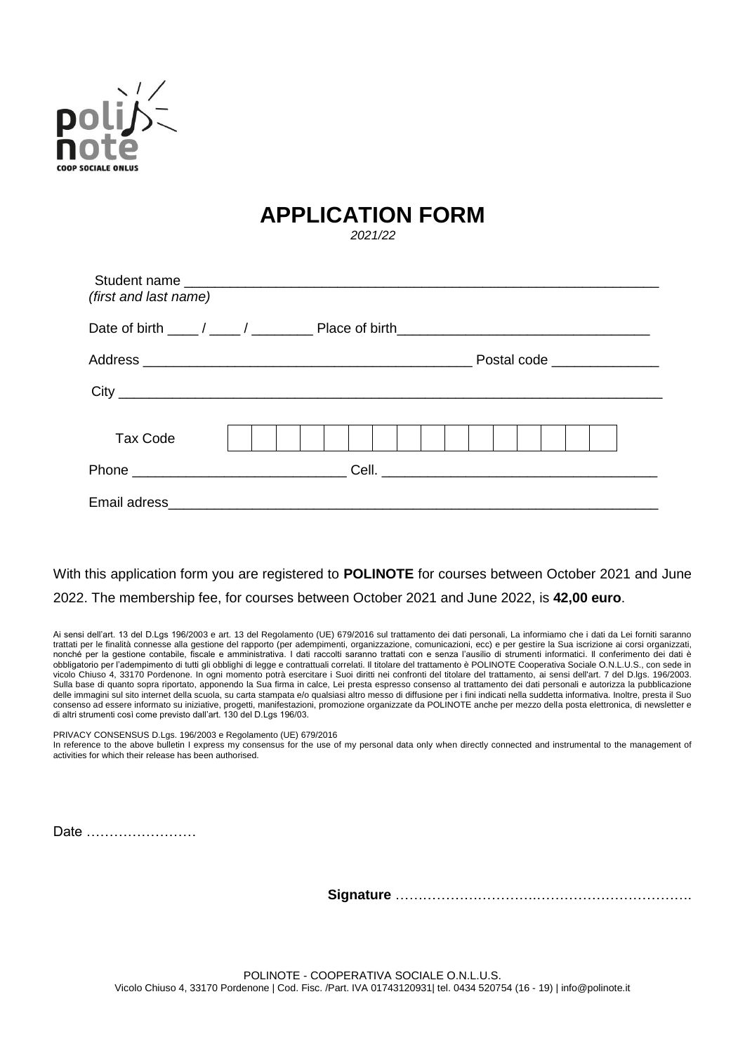poli note
COOP SOCIALE ONLUS

# APPLICATION FORM

*2021/22*

Student name _______________________________________________________________
*(first and last name)*

Date of birth ____ / ____ / ________ Place of birth_________________________________

Address ____________________________________________ Postal code ______________

City ______________________________________________________________________

| Tax Code | | | | | | | | | | | | | | | | |
|---|---|---|---|---|---|---|---|---|---|---|---|---|---|---|---|---|

Phone ___________________________ Cell. ___________________________________

Email adress_______________________________________________________________

With this application form you are registered to **POLINOTE** for courses between October 2021 and June 2022. The membership fee, for courses between October 2021 and June 2022, is **42,00 euro**.

Ai sensi dell'art. 13 del D.Lgs 196/2003 e art. 13 del Regolamento (UE) 679/2016 sul trattamento dei dati personali, La informiamo che i dati da Lei forniti saranno trattati per le finalità connesse alla gestione del rapporto (per adempimenti, organizzazione, comunicazioni, ecc) e per gestire la Sua iscrizione ai corsi organizzati, nonché per la gestione contabile, fiscale e amministrativa. I dati raccolti saranno trattati con e senza l'ausilio di strumenti informatici. Il conferimento dei dati è obbligatorio per l'adempimento di tutti gli obblighi di legge e contrattuali correlati. Il titolare del trattamento è POLINOTE Cooperativa Sociale O.N.L.U.S., con sede in vicolo Chiuso 4, 33170 Pordenone. In ogni momento potrà esercitare i Suoi diritti nei confronti del titolare del trattamento, ai sensi dell'art. 7 del D.lgs. 196/2003. Sulla base di quanto sopra riportato, apponendo la Sua firma in calce, Lei presta espresso consenso al trattamento dei dati personali e autorizza la pubblicazione delle immagini sul sito internet della scuola, su carta stampata e/o qualsiasi altro messo di diffusione per i fini indicati nella suddetta informativa. Inoltre, presta il Suo consenso ad essere informato su iniziative, progetti, manifestazioni, promozione organizzate da POLINOTE anche per mezzo della posta elettronica, di newsletter e di altri strumenti così come previsto dall'art. 130 del D.Lgs 196/03.

PRIVACY CONSENSUS D.Lgs. 196/2003 e Regolamento (UE) 679/2016
In reference to the above bulletin I express my consensus for the use of my personal data only when directly connected and instrumental to the management of activities for which their release has been authorised.

Date ……………………

**Signature** ………………………………………………………….

POLINOTE - COOPERATIVA SOCIALE O.N.L.U.S.
Vicolo Chiuso 4, 33170 Pordenone | Cod. Fisc. /Part. IVA 01743120931| tel. 0434 520754 (16 - 19) | info@polinote.it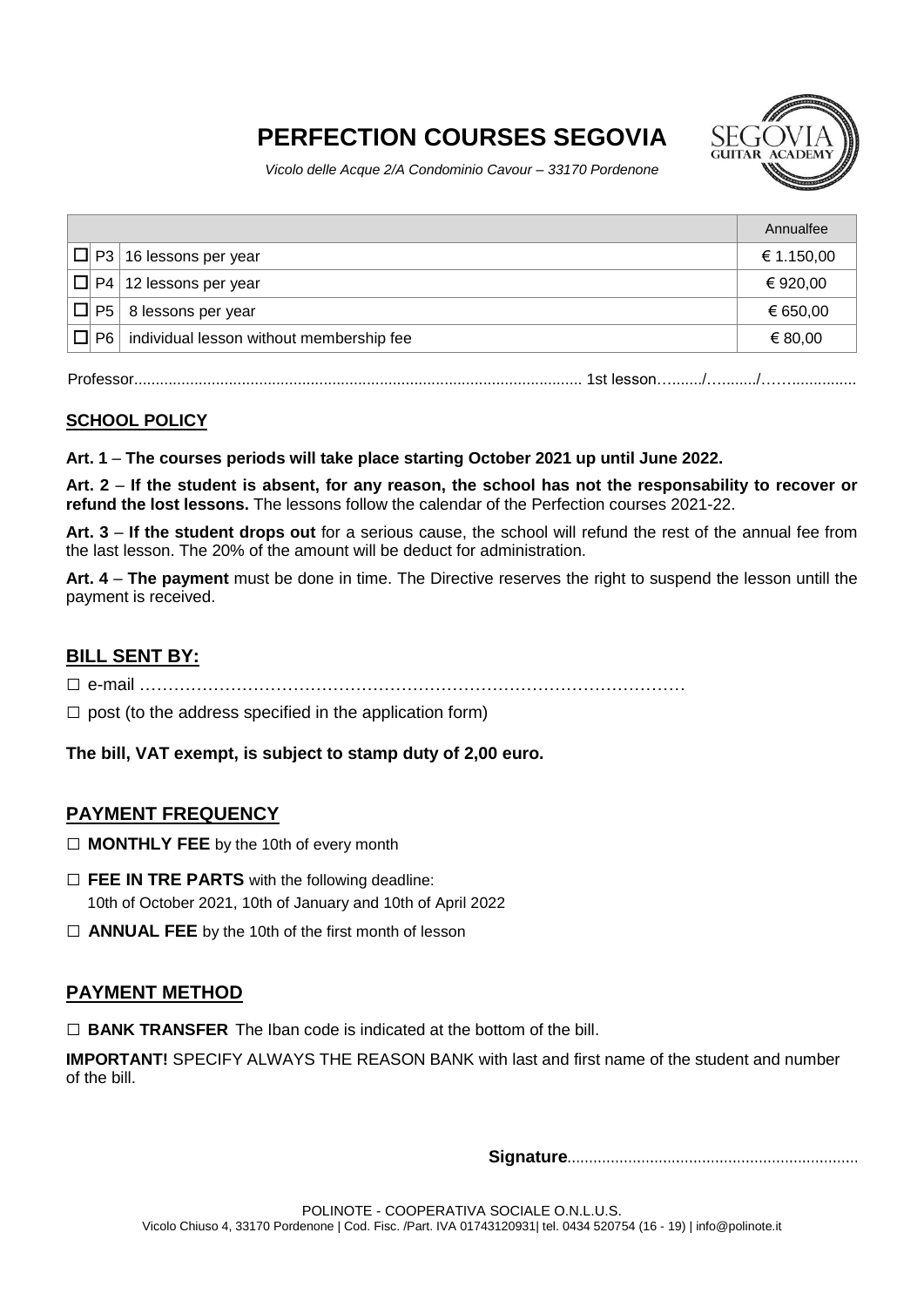# PERFECTION COURSES SEGOVIA

*Vicolo delle Acque 2/A Condominio Cavour – 33170 Pordenone*

| | | | Annualfee |
|---|---|---|---|
| ☐ | P3 | 16 lessons per year | € 1.150,00 |
| ☐ | P4 | 12 lessons per year | € 920,00 |
| ☐ | P5 | 8 lessons per year | € 650,00 |
| ☐ | P6 | individual lesson without membership fee | € 80,00 |

Professor...................................................................................................... 1st lesson…......./…......./……..............

## SCHOOL POLICY

**Art. 1** – **The courses periods will take place starting October 2021 up until June 2022.**

**Art. 2** – **If the student is absent, for any reason, the school has not the responsability to recover or refund the lost lessons.** The lessons follow the calendar of the Perfection courses 2021-22.

**Art. 3** – **If the student drops out** for a serious cause, the school will refund the rest of the annual fee from the last lesson. The 20% of the amount will be deduct for administration.

**Art. 4** – **The payment** must be done in time. The Directive reserves the right to suspend the lesson untill the payment is received.

## BILL SENT BY:

☐ e-mail ……………………………………………………………………………………

☐ post (to the address specified in the application form)

**The bill, VAT exempt, is subject to stamp duty of 2,00 euro.**

## PAYMENT FREQUENCY

☐ **MONTHLY FEE** by the 10th of every month

☐ **FEE IN TRE PARTS** with the following deadline:
10th of October 2021, 10th of January and 10th of April 2022

☐ **ANNUAL FEE** by the 10th of the first month of lesson

## PAYMENT METHOD

☐ **BANK TRANSFER** The Iban code is indicated at the bottom of the bill.

**IMPORTANT!** SPECIFY ALWAYS THE REASON BANK with last and first name of the student and number of the bill.

**Signature**..................................................................

POLINOTE - COOPERATIVA SOCIALE O.N.L.U.S.
Vicolo Chiuso 4, 33170 Pordenone | Cod. Fisc. /Part. IVA 01743120931| tel. 0434 520754 (16 - 19) | info@polinote.it